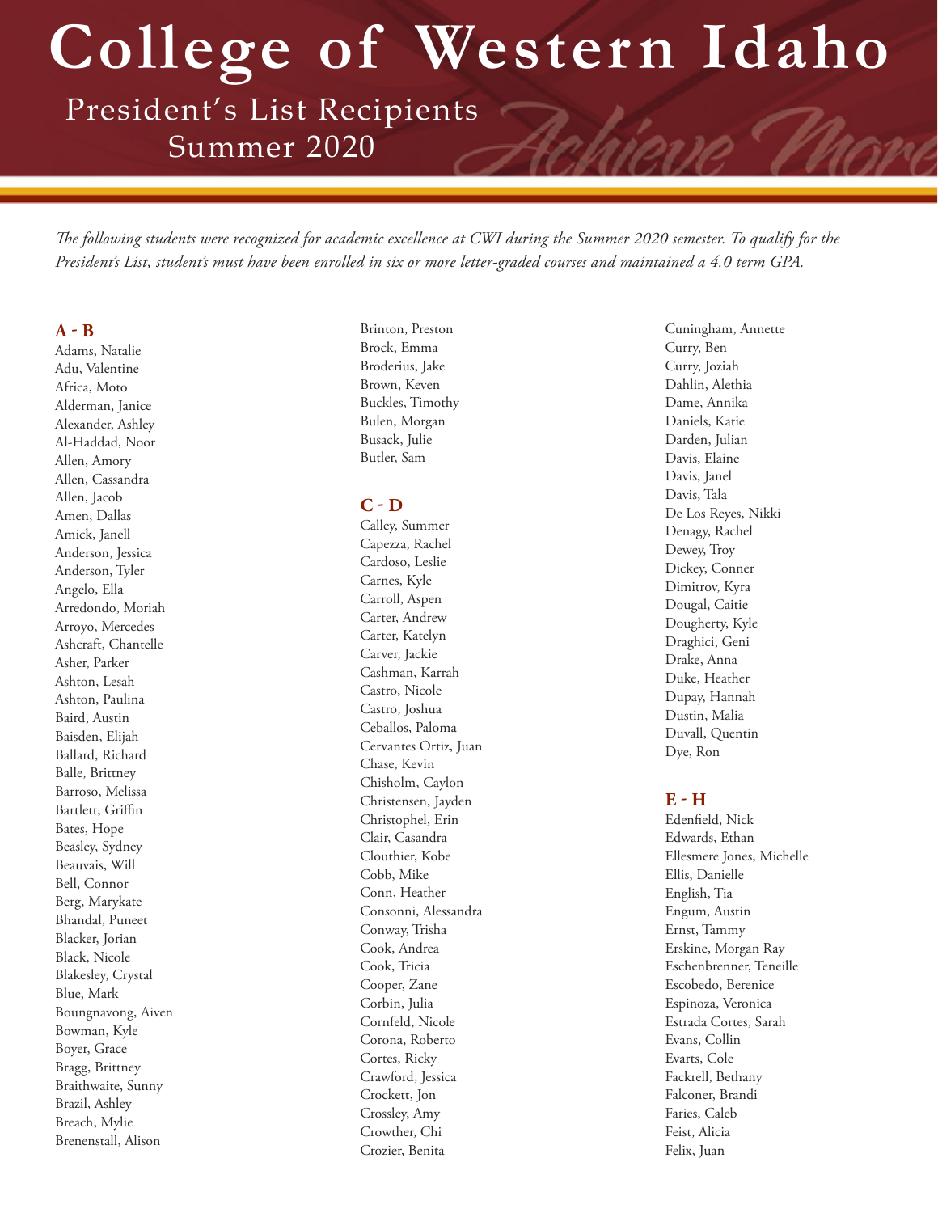# College of Western Idaho

## President's List Recipients
## Summer 2020

*The following students were recognized for academic excellence at CWI during the Summer 2020 semester. To qualify for the President's List, student's must have been enrolled in six or more letter-graded courses and maintained a 4.0 term GPA.*

### A - B

Adams, Natalie
Adu, Valentine
Africa, Moto
Alderman, Janice
Alexander, Ashley
Al-Haddad, Noor
Allen, Amory
Allen, Cassandra
Allen, Jacob
Amen, Dallas
Amick, Janell
Anderson, Jessica
Anderson, Tyler
Angelo, Ella
Arredondo, Moriah
Arroyo, Mercedes
Ashcraft, Chantelle
Asher, Parker
Ashton, Lesah
Ashton, Paulina
Baird, Austin
Baisden, Elijah
Ballard, Richard
Balle, Brittney
Barroso, Melissa
Bartlett, Griffin
Bates, Hope
Beasley, Sydney
Beauvais, Will
Bell, Connor
Berg, Marykate
Bhandal, Puneet
Blacker, Jorian
Black, Nicole
Blakesley, Crystal
Blue, Mark
Boungnavong, Aiven
Bowman, Kyle
Boyer, Grace
Bragg, Brittney
Braithwaite, Sunny
Brazil, Ashley
Breach, Mylie
Brenenstall, Alison
Brinton, Preston
Brock, Emma
Broderius, Jake
Brown, Keven
Buckles, Timothy
Bulen, Morgan
Busack, Julie
Butler, Sam

### C - D

Calley, Summer
Capezza, Rachel
Cardoso, Leslie
Carnes, Kyle
Carroll, Aspen
Carter, Andrew
Carter, Katelyn
Carver, Jackie
Cashman, Karrah
Castro, Nicole
Castro, Joshua
Ceballos, Paloma
Cervantes Ortiz, Juan
Chase, Kevin
Chisholm, Caylon
Christensen, Jayden
Christophel, Erin
Clair, Casandra
Clouthier, Kobe
Cobb, Mike
Conn, Heather
Consonni, Alessandra
Conway, Trisha
Cook, Andrea
Cook, Tricia
Cooper, Zane
Corbin, Julia
Cornfeld, Nicole
Corona, Roberto
Cortes, Ricky
Crawford, Jessica
Crockett, Jon
Crossley, Amy
Crowther, Chi
Crozier, Benita
Cuningham, Annette
Curry, Ben
Curry, Joziah
Dahlin, Alethia
Dame, Annika
Daniels, Katie
Darden, Julian
Davis, Elaine
Davis, Janel
Davis, Tala
De Los Reyes, Nikki
Denagy, Rachel
Dewey, Troy
Dickey, Conner
Dimitrov, Kyra
Dougal, Caitie
Dougherty, Kyle
Draghici, Geni
Drake, Anna
Duke, Heather
Dupay, Hannah
Dustin, Malia
Duvall, Quentin
Dye, Ron

### E - H

Edenfield, Nick
Edwards, Ethan
Ellesmere Jones, Michelle
Ellis, Danielle
English, Tia
Engum, Austin
Ernst, Tammy
Erskine, Morgan Ray
Eschenbrenner, Teneille
Escobedo, Berenice
Espinoza, Veronica
Estrada Cortes, Sarah
Evans, Collin
Evarts, Cole
Fackrell, Bethany
Falconer, Brandi
Faries, Caleb
Feist, Alicia
Felix, Juan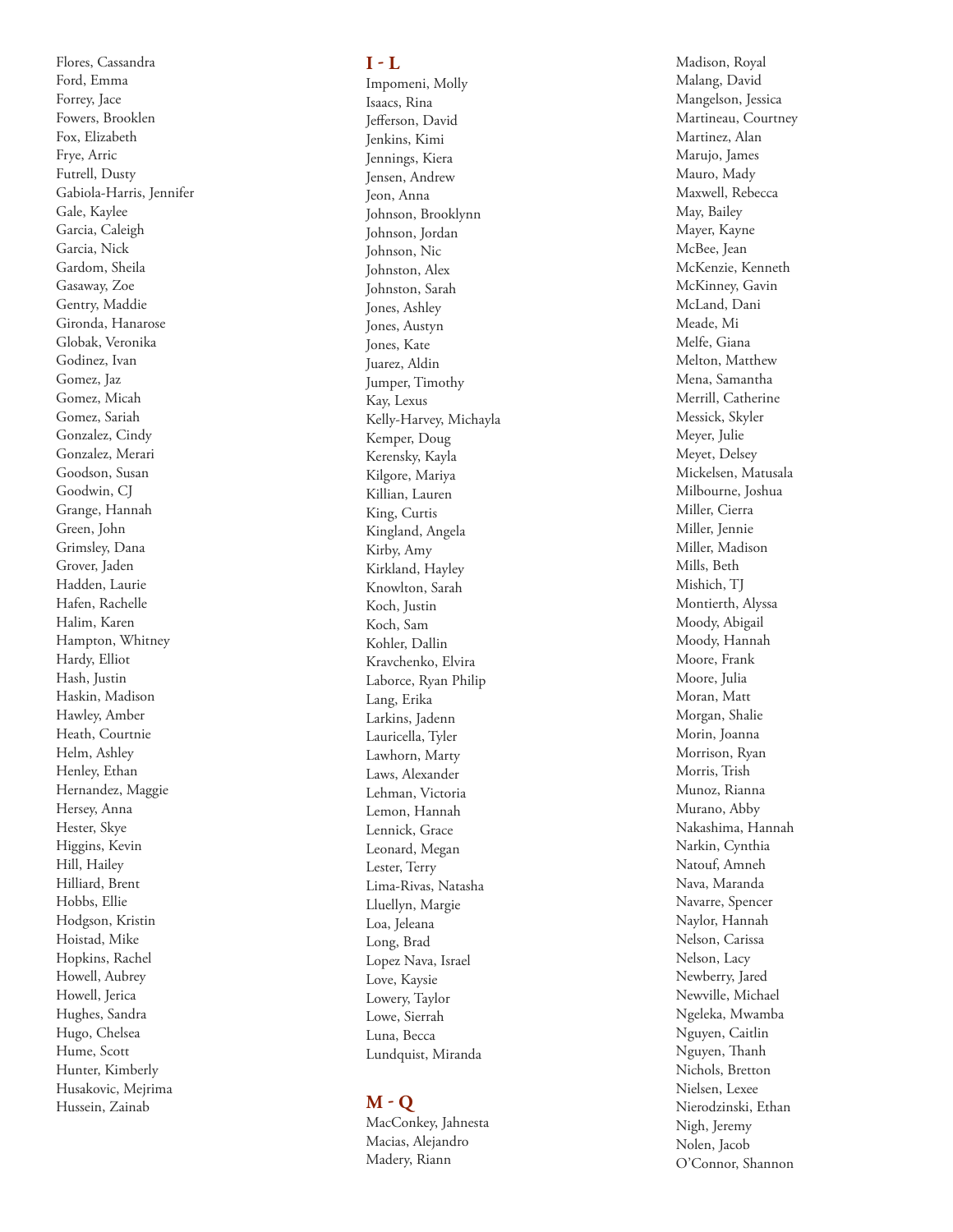Flores, Cassandra
Ford, Emma
Forrey, Jace
Fowers, Brooklen
Fox, Elizabeth
Frye, Arric
Futrell, Dusty
Gabiola-Harris, Jennifer
Gale, Kaylee
Garcia, Caleigh
Garcia, Nick
Gardom, Sheila
Gasaway, Zoe
Gentry, Maddie
Gironda, Hanarose
Globak, Veronika
Godinez, Ivan
Gomez, Jaz
Gomez, Micah
Gomez, Sariah
Gonzalez, Cindy
Gonzalez, Merari
Goodson, Susan
Goodwin, CJ
Grange, Hannah
Green, John
Grimsley, Dana
Grover, Jaden
Hadden, Laurie
Hafen, Rachelle
Halim, Karen
Hampton, Whitney
Hardy, Elliot
Hash, Justin
Haskin, Madison
Hawley, Amber
Heath, Courtnie
Helm, Ashley
Henley, Ethan
Hernandez, Maggie
Hersey, Anna
Hester, Skye
Higgins, Kevin
Hill, Hailey
Hilliard, Brent
Hobbs, Ellie
Hodgson, Kristin
Hoistad, Mike
Hopkins, Rachel
Howell, Aubrey
Howell, Jerica
Hughes, Sandra
Hugo, Chelsea
Hume, Scott
Hunter, Kimberly
Husakovic, Mejrima
Hussein, Zainab

## I - L

Impomeni, Molly
Isaacs, Rina
Jefferson, David
Jenkins, Kimi
Jennings, Kiera
Jensen, Andrew
Jeon, Anna
Johnson, Brooklynn
Johnson, Jordan
Johnson, Nic
Johnston, Alex
Johnston, Sarah
Jones, Ashley
Jones, Austyn
Jones, Kate
Juarez, Aldin
Jumper, Timothy
Kay, Lexus
Kelly-Harvey, Michayla
Kemper, Doug
Kerensky, Kayla
Kilgore, Mariya
Killian, Lauren
King, Curtis
Kingland, Angela
Kirby, Amy
Kirkland, Hayley
Knowlton, Sarah
Koch, Justin
Koch, Sam
Kohler, Dallin
Kravchenko, Elvira
Laborce, Ryan Philip
Lang, Erika
Larkins, Jadenn
Lauricella, Tyler
Lawhorn, Marty
Laws, Alexander
Lehman, Victoria
Lemon, Hannah
Lennick, Grace
Leonard, Megan
Lester, Terry
Lima-Rivas, Natasha
Lluellyn, Margie
Loa, Jeleana
Long, Brad
Lopez Nava, Israel
Love, Kaysie
Lowery, Taylor
Lowe, Sierrah
Luna, Becca
Lundquist, Miranda

## M - Q

MacConkey, Jahnesta
Macias, Alejandro
Madery, Riann
Madison, Royal
Malang, David
Mangelson, Jessica
Martineau, Courtney
Martinez, Alan
Marujo, James
Mauro, Mady
Maxwell, Rebecca
May, Bailey
Mayer, Kayne
McBee, Jean
McKenzie, Kenneth
McKinney, Gavin
McLand, Dani
Meade, Mi
Melfe, Giana
Melton, Matthew
Mena, Samantha
Merrill, Catherine
Messick, Skyler
Meyer, Julie
Meyet, Delsey
Mickelsen, Matusala
Milbourne, Joshua
Miller, Cierra
Miller, Jennie
Miller, Madison
Mills, Beth
Mishich, TJ
Montierth, Alyssa
Moody, Abigail
Moody, Hannah
Moore, Frank
Moore, Julia
Moran, Matt
Morgan, Shalie
Morin, Joanna
Morrison, Ryan
Morris, Trish
Munoz, Rianna
Murano, Abby
Nakashima, Hannah
Narkin, Cynthia
Natouf, Amneh
Nava, Maranda
Navarre, Spencer
Naylor, Hannah
Nelson, Carissa
Nelson, Lacy
Newberry, Jared
Newville, Michael
Ngeleka, Mwamba
Nguyen, Caitlin
Nguyen, Thanh
Nichols, Bretton
Nielsen, Lexee
Nierodzinski, Ethan
Nigh, Jeremy
Nolen, Jacob
O'Connor, Shannon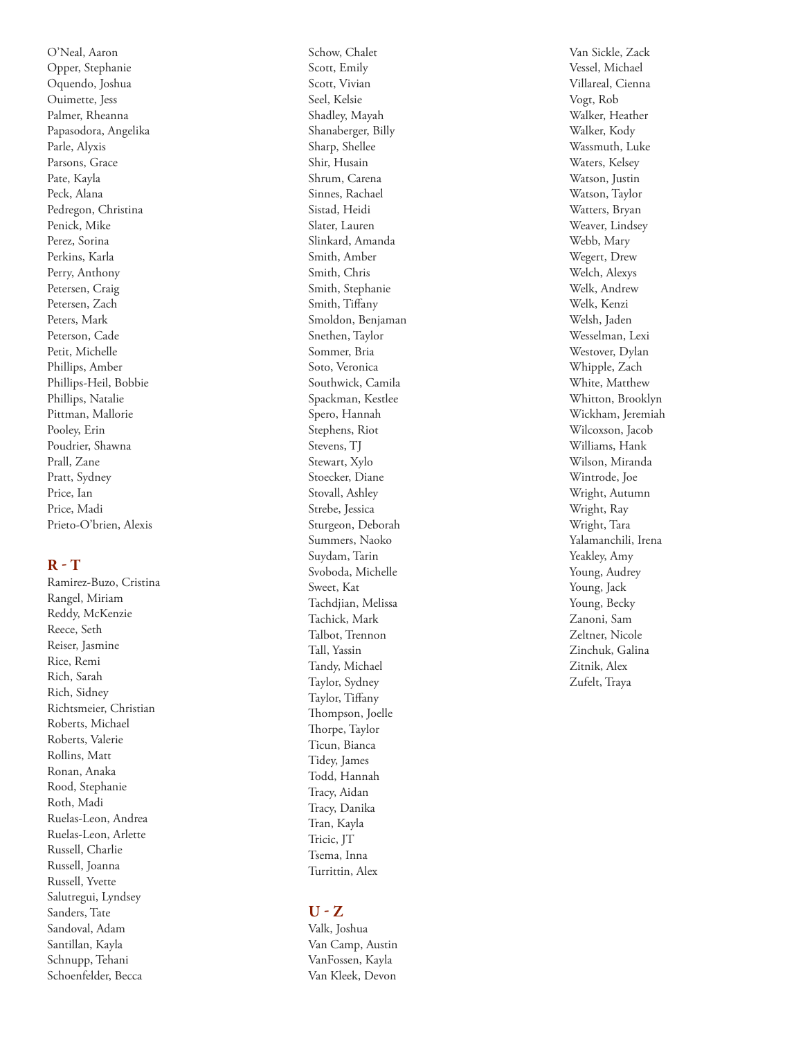O'Neal, Aaron
Opper, Stephanie
Oquendo, Joshua
Ouimette, Jess
Palmer, Rheanna
Papasodora, Angelika
Parle, Alyxis
Parsons, Grace
Pate, Kayla
Peck, Alana
Pedregon, Christina
Penick, Mike
Perez, Sorina
Perkins, Karla
Perry, Anthony
Petersen, Craig
Petersen, Zach
Peters, Mark
Peterson, Cade
Petit, Michelle
Phillips, Amber
Phillips-Heil, Bobbie
Phillips, Natalie
Pittman, Mallorie
Pooley, Erin
Poudrier, Shawna
Prall, Zane
Pratt, Sydney
Price, Ian
Price, Madi
Prieto-O'brien, Alexis

## R - T

Ramirez-Buzo, Cristina
Rangel, Miriam
Reddy, McKenzie
Reece, Seth
Reiser, Jasmine
Rice, Remi
Rich, Sarah
Rich, Sidney
Richtsmeier, Christian
Roberts, Michael
Roberts, Valerie
Rollins, Matt
Ronan, Anaka
Rood, Stephanie
Roth, Madi
Ruelas-Leon, Andrea
Ruelas-Leon, Arlette
Russell, Charlie
Russell, Joanna
Russell, Yvette
Salutregui, Lyndsey
Sanders, Tate
Sandoval, Adam
Santillan, Kayla
Schnupp, Tehani
Schoenfelder, Becca
Schow, Chalet
Scott, Emily
Scott, Vivian
Seel, Kelsie
Shadley, Mayah
Shanaberger, Billy
Sharp, Shellee
Shir, Husain
Shrum, Carena
Sinnes, Rachael
Sistad, Heidi
Slater, Lauren
Slinkard, Amanda
Smith, Amber
Smith, Chris
Smith, Stephanie
Smith, Tiffany
Smoldon, Benjaman
Snethen, Taylor
Sommer, Bria
Soto, Veronica
Southwick, Camila
Spackman, Kestlee
Spero, Hannah
Stephens, Riot
Stevens, TJ
Stewart, Xylo
Stoecker, Diane
Stovall, Ashley
Strebe, Jessica
Sturgeon, Deborah
Summers, Naoko
Suydam, Tarin
Svoboda, Michelle
Sweet, Kat
Tachdjian, Melissa
Tachick, Mark
Talbot, Trennon
Tall, Yassin
Tandy, Michael
Taylor, Sydney
Taylor, Tiffany
Thompson, Joelle
Thorpe, Taylor
Ticun, Bianca
Tidey, James
Todd, Hannah
Tracy, Aidan
Tracy, Danika
Tran, Kayla
Tricic, JT
Tsema, Inna
Turrittin, Alex

## U - Z

Valk, Joshua
Van Camp, Austin
VanFossen, Kayla
Van Kleek, Devon
Van Sickle, Zack
Vessel, Michael
Villareal, Cienna
Vogt, Rob
Walker, Heather
Walker, Kody
Wassmuth, Luke
Waters, Kelsey
Watson, Justin
Watson, Taylor
Watters, Bryan
Weaver, Lindsey
Webb, Mary
Wegert, Drew
Welch, Alexys
Welk, Andrew
Welk, Kenzi
Welsh, Jaden
Wesselman, Lexi
Westover, Dylan
Whipple, Zach
White, Matthew
Whitton, Brooklyn
Wickham, Jeremiah
Wilcoxson, Jacob
Williams, Hank
Wilson, Miranda
Wintrode, Joe
Wright, Autumn
Wright, Ray
Wright, Tara
Yalamanchili, Irena
Yeakley, Amy
Young, Audrey
Young, Jack
Young, Becky
Zanoni, Sam
Zeltner, Nicole
Zinchuk, Galina
Zitnik, Alex
Zufelt, Traya